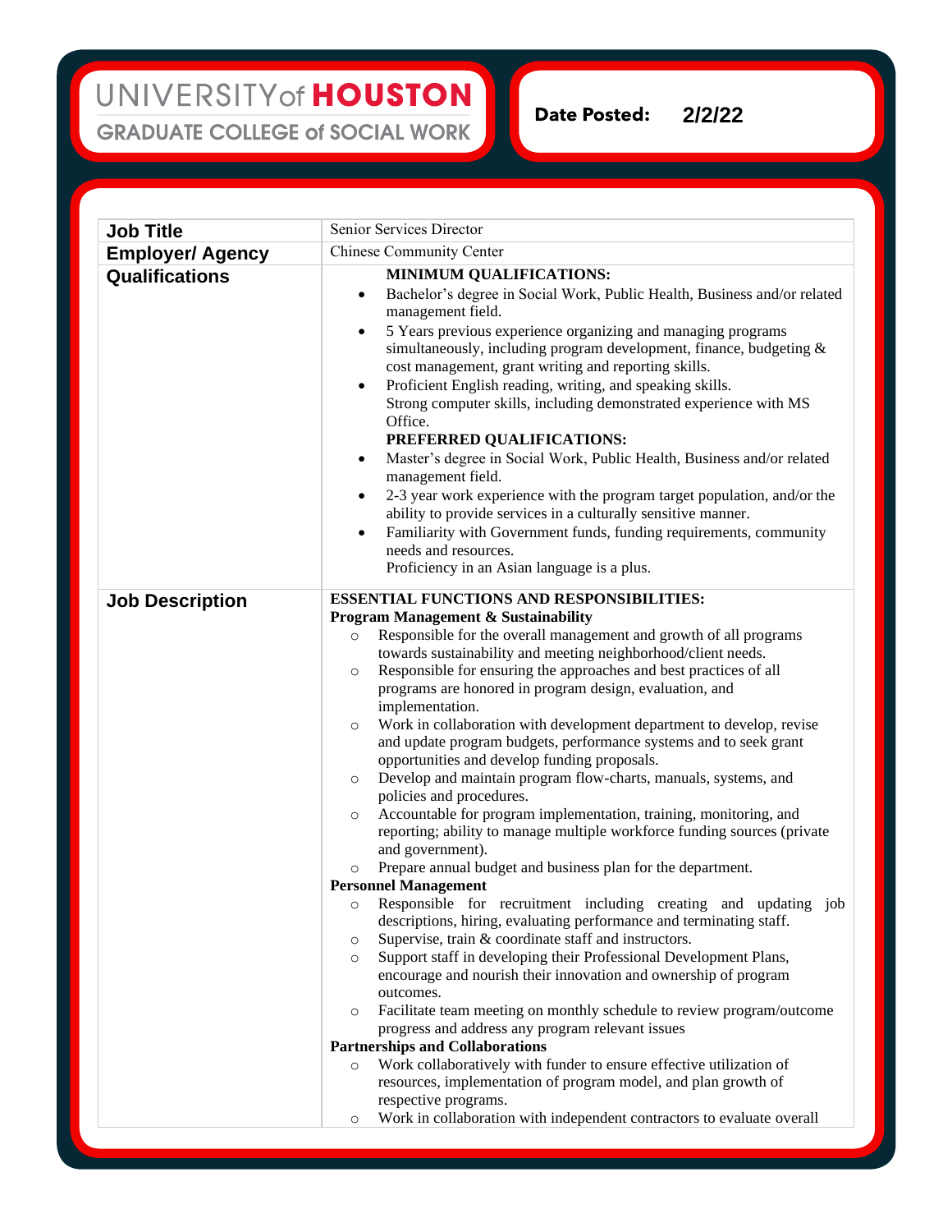UNIVERSITY of HOUSTON

GRADUATE COLLEGE of SOCIAL WORK

**Date Posted:** 2/2/22

| | |
|---|---|
| **Job Title** | Senior Services Director |
| **Employer/ Agency** | Chinese Community Center |
| **Qualifications** | **MINIMUM QUALIFICATIONS:**<br>• Bachelor's degree in Social Work, Public Health, Business and/or related management field.<br>• 5 Years previous experience organizing and managing programs simultaneously, including program development, finance, budgeting & cost management, grant writing and reporting skills.<br>• Proficient English reading, writing, and speaking skills. Strong computer skills, including demonstrated experience with MS Office.<br>**PREFERRED QUALIFICATIONS:**<br>• Master's degree in Social Work, Public Health, Business and/or related management field.<br>• 2-3 year work experience with the program target population, and/or the ability to provide services in a culturally sensitive manner.<br>• Familiarity with Government funds, funding requirements, community needs and resources. Proficiency in an Asian language is a plus. |
| **Job Description** | **ESSENTIAL FUNCTIONS AND RESPONSIBILITIES:**<br>**Program Management & Sustainability**<br>○ Responsible for the overall management and growth of all programs towards sustainability and meeting neighborhood/client needs.<br>○ Responsible for ensuring the approaches and best practices of all programs are honored in program design, evaluation, and implementation.<br>○ Work in collaboration with development department to develop, revise and update program budgets, performance systems and to seek grant opportunities and develop funding proposals.<br>○ Develop and maintain program flow-charts, manuals, systems, and policies and procedures.<br>○ Accountable for program implementation, training, monitoring, and reporting; ability to manage multiple workforce funding sources (private and government).<br>○ Prepare annual budget and business plan for the department.<br>**Personnel Management**<br>○ Responsible for recruitment including creating and updating job descriptions, hiring, evaluating performance and terminating staff.<br>○ Supervise, train & coordinate staff and instructors.<br>○ Support staff in developing their Professional Development Plans, encourage and nourish their innovation and ownership of program outcomes.<br>○ Facilitate team meeting on monthly schedule to review program/outcome progress and address any program relevant issues<br>**Partnerships and Collaborations**<br>○ Work collaboratively with funder to ensure effective utilization of resources, implementation of program model, and plan growth of respective programs.<br>○ Work in collaboration with independent contractors to evaluate overall |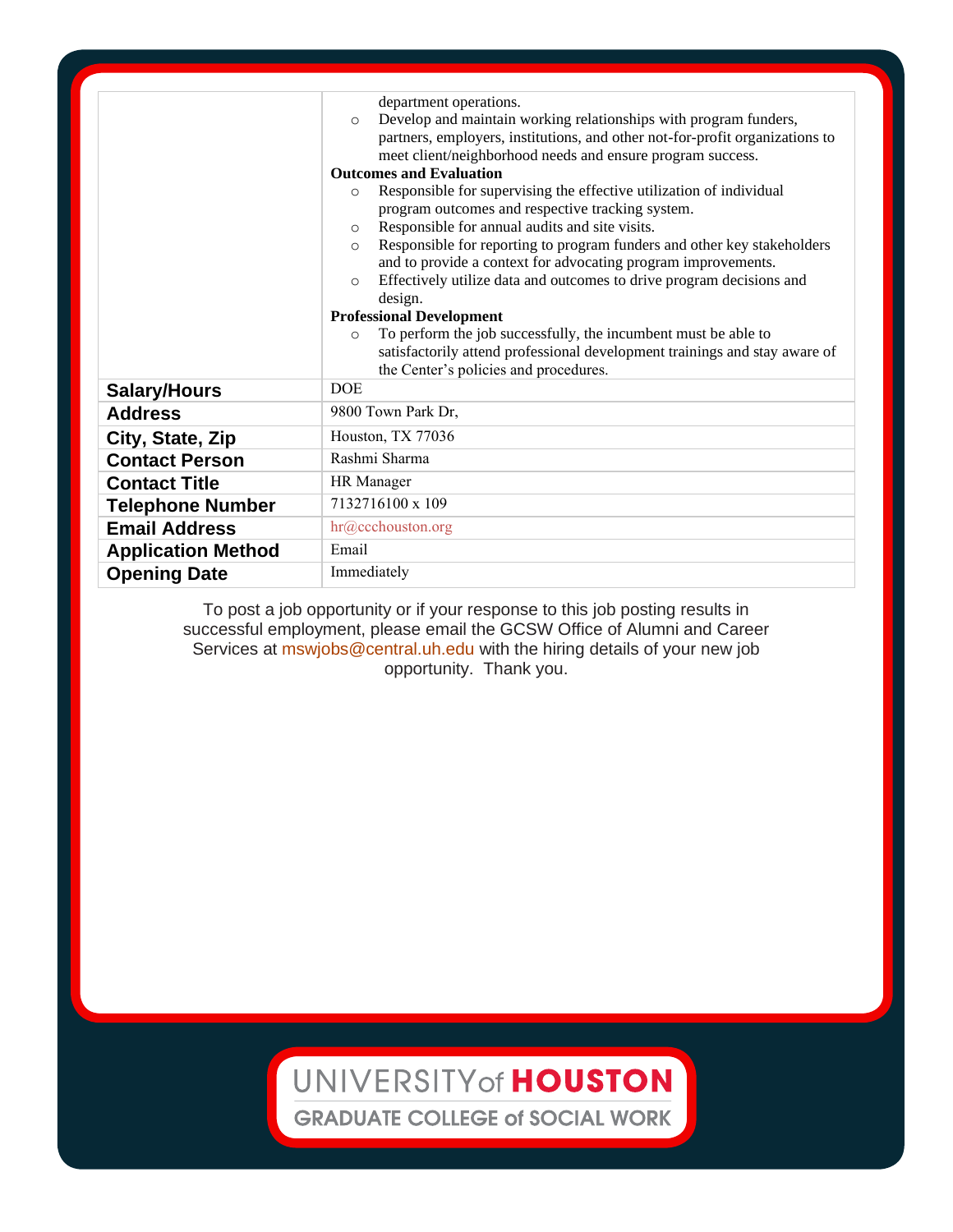| | |
|---|---|
| | department operations.<br>○ Develop and maintain working relationships with program funders, partners, employers, institutions, and other not-for-profit organizations to meet client/neighborhood needs and ensure program success.<br>**Outcomes and Evaluation**<br>○ Responsible for supervising the effective utilization of individual program outcomes and respective tracking system.<br>○ Responsible for annual audits and site visits.<br>○ Responsible for reporting to program funders and other key stakeholders and to provide a context for advocating program improvements.<br>○ Effectively utilize data and outcomes to drive program decisions and design.<br>**Professional Development**<br>○ To perform the job successfully, the incumbent must be able to satisfactorily attend professional development trainings and stay aware of the Center's policies and procedures. |
| **Salary/Hours** | DOE |
| **Address** | 9800 Town Park Dr, |
| **City, State, Zip** | Houston, TX 77036 |
| **Contact Person** | Rashmi Sharma |
| **Contact Title** | HR Manager |
| **Telephone Number** | 7132716100 x 109 |
| **Email Address** | hr@ccchouston.org |
| **Application Method** | Email |
| **Opening Date** | Immediately |

To post a job opportunity or if your response to this job posting results in successful employment, please email the GCSW Office of Alumni and Career Services at mswjobs@central.uh.edu with the hiring details of your new job opportunity. Thank you.

UNIVERSITY of HOUSTON
GRADUATE COLLEGE of SOCIAL WORK